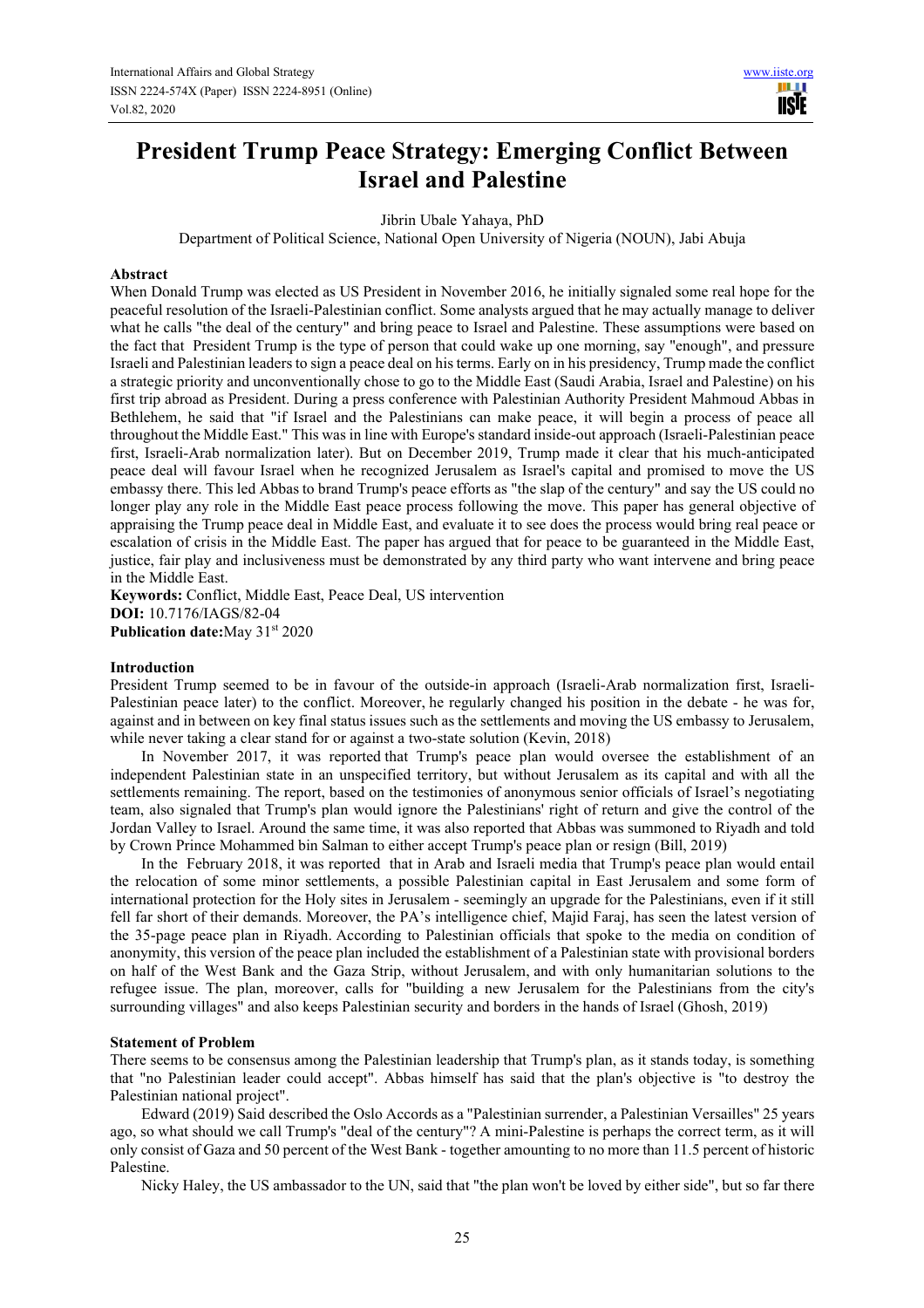# President Trump Peace Strategy: Emerging Conflict Between Israel and Palestine

Jibrin Ubale Yahaya, PhD

Department of Political Science, National Open University of Nigeria (NOUN), Jabi Abuja

## Abstract

When Donald Trump was elected as US President in November 2016, he initially signaled some real hope for the peaceful resolution of the Israeli-Palestinian conflict. Some analysts argued that he may actually manage to deliver what he calls "the deal of the century" and bring peace to Israel and Palestine. These assumptions were based on the fact that President Trump is the type of person that could wake up one morning, say "enough", and pressure Israeli and Palestinian leaders to sign a peace deal on his terms. Early on in his presidency, Trump made the conflict a strategic priority and unconventionally chose to go to the Middle East (Saudi Arabia, Israel and Palestine) on his first trip abroad as President. During a press conference with Palestinian Authority President Mahmoud Abbas in Bethlehem, he said that "if Israel and the Palestinians can make peace, it will begin a process of peace all throughout the Middle East." This was in line with Europe's standard inside-out approach (Israeli-Palestinian peace first, Israeli-Arab normalization later). But on December 2019, Trump made it clear that his much-anticipated peace deal will favour Israel when he recognized Jerusalem as Israel's capital and promised to move the US embassy there. This led Abbas to brand Trump's peace efforts as "the slap of the century" and say the US could no longer play any role in the Middle East peace process following the move. This paper has general objective of appraising the Trump peace deal in Middle East, and evaluate it to see does the process would bring real peace or escalation of crisis in the Middle East. The paper has argued that for peace to be guaranteed in the Middle East, justice, fair play and inclusiveness must be demonstrated by any third party who want intervene and bring peace in the Middle East.

**Keywords:** Conflict, Middle East, Peace Deal, US intervention

**DOI:** 10.7176/IAGS/82-04

**Publication date:** May 31st 2020

## Introduction

President Trump seemed to be in favour of the outside-in approach (Israeli-Arab normalization first, Israeli-Palestinian peace later) to the conflict. Moreover, he regularly changed his position in the debate - he was for, against and in between on key final status issues such as the settlements and moving the US embassy to Jerusalem, while never taking a clear stand for or against a two-state solution (Kevin, 2018)

In November 2017, it was reported that Trump's peace plan would oversee the establishment of an independent Palestinian state in an unspecified territory, but without Jerusalem as its capital and with all the settlements remaining. The report, based on the testimonies of anonymous senior officials of Israel's negotiating team, also signaled that Trump's plan would ignore the Palestinians' right of return and give the control of the Jordan Valley to Israel. Around the same time, it was also reported that Abbas was summoned to Riyadh and told by Crown Prince Mohammed bin Salman to either accept Trump's peace plan or resign (Bill, 2019)

In the February 2018, it was reported that in Arab and Israeli media that Trump's peace plan would entail the relocation of some minor settlements, a possible Palestinian capital in East Jerusalem and some form of international protection for the Holy sites in Jerusalem - seemingly an upgrade for the Palestinians, even if it still fell far short of their demands. Moreover, the PA's intelligence chief, Majid Faraj, has seen the latest version of the 35-page peace plan in Riyadh. According to Palestinian officials that spoke to the media on condition of anonymity, this version of the peace plan included the establishment of a Palestinian state with provisional borders on half of the West Bank and the Gaza Strip, without Jerusalem, and with only humanitarian solutions to the refugee issue. The plan, moreover, calls for "building a new Jerusalem for the Palestinians from the city's surrounding villages" and also keeps Palestinian security and borders in the hands of Israel (Ghosh, 2019)

## Statement of Problem

There seems to be consensus among the Palestinian leadership that Trump's plan, as it stands today, is something that "no Palestinian leader could accept". Abbas himself has said that the plan's objective is "to destroy the Palestinian national project".

Edward (2019) Said described the Oslo Accords as a "Palestinian surrender, a Palestinian Versailles" 25 years ago, so what should we call Trump's "deal of the century"? A mini-Palestine is perhaps the correct term, as it will only consist of Gaza and 50 percent of the West Bank - together amounting to no more than 11.5 percent of historic Palestine.

Nicky Haley, the US ambassador to the UN, said that "the plan won't be loved by either side", but so far there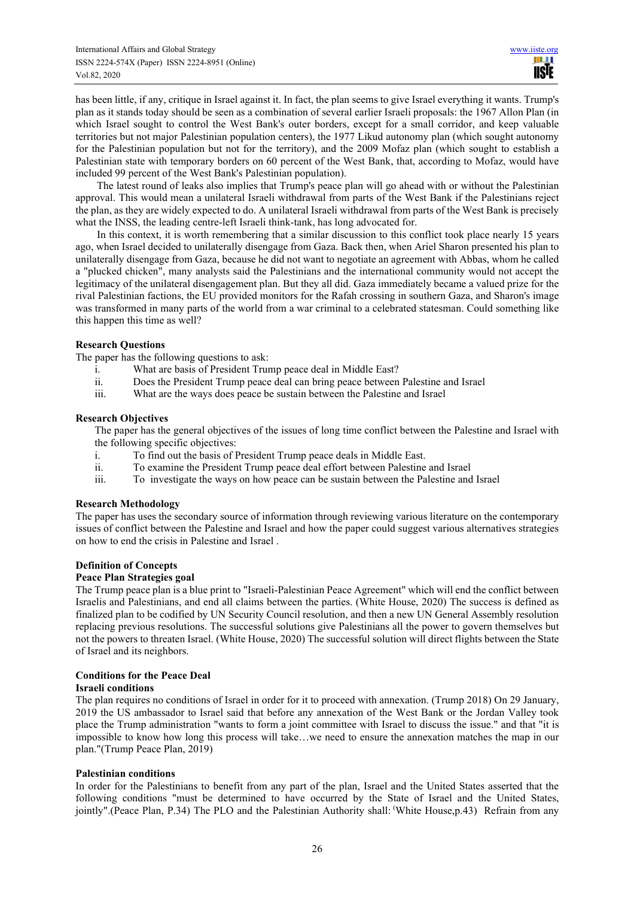has been little, if any, critique in Israel against it. In fact, the plan seems to give Israel everything it wants. Trump's plan as it stands today should be seen as a combination of several earlier Israeli proposals: the 1967 Allon Plan (in which Israel sought to control the West Bank's outer borders, except for a small corridor, and keep valuable territories but not major Palestinian population centers), the 1977 Likud autonomy plan (which sought autonomy for the Palestinian population but not for the territory), and the 2009 Mofaz plan (which sought to establish a Palestinian state with temporary borders on 60 percent of the West Bank, that, according to Mofaz, would have included 99 percent of the West Bank's Palestinian population).

The latest round of leaks also implies that Trump's peace plan will go ahead with or without the Palestinian approval. This would mean a unilateral Israeli withdrawal from parts of the West Bank if the Palestinians reject the plan, as they are widely expected to do. A unilateral Israeli withdrawal from parts of the West Bank is precisely what the INSS, the leading centre-left Israeli think-tank, has long advocated for.

In this context, it is worth remembering that a similar discussion to this conflict took place nearly 15 years ago, when Israel decided to unilaterally disengage from Gaza. Back then, when Ariel Sharon presented his plan to unilaterally disengage from Gaza, because he did not want to negotiate an agreement with Abbas, whom he called a "plucked chicken", many analysts said the Palestinians and the international community would not accept the legitimacy of the unilateral disengagement plan. But they all did. Gaza immediately became a valued prize for the rival Palestinian factions, the EU provided monitors for the Rafah crossing in southern Gaza, and Sharon's image was transformed in many parts of the world from a war criminal to a celebrated statesman. Could something like this happen this time as well?

**Research Questions**

The paper has the following questions to ask:

i. What are basis of President Trump peace deal in Middle East?
ii. Does the President Trump peace deal can bring peace between Palestine and Israel
iii. What are the ways does peace be sustain between the Palestine and Israel

**Research Objectives**

The paper has the general objectives of the issues of long time conflict between the Palestine and Israel with the following specific objectives:

i. To find out the basis of President Trump peace deals in Middle East.
ii. To examine the President Trump peace deal effort between Palestine and Israel
iii. To investigate the ways on how peace can be sustain between the Palestine and Israel

**Research Methodology**

The paper has uses the secondary source of information through reviewing various literature on the contemporary issues of conflict between the Palestine and Israel and how the paper could suggest various alternatives strategies on how to end the crisis in Palestine and Israel .

**Definition of Concepts**

**Peace Plan Strategies goal**

The Trump peace plan is a blue print to "Israeli-Palestinian Peace Agreement" which will end the conflict between Israelis and Palestinians, and end all claims between the parties. (White House, 2020) The success is defined as finalized plan to be codified by UN Security Council resolution, and then a new UN General Assembly resolution replacing previous resolutions. The successful solutions give Palestinians all the power to govern themselves but not the powers to threaten Israel. (White House, 2020) The successful solution will direct flights between the State of Israel and its neighbors.

**Conditions for the Peace Deal**

**Israeli conditions**

The plan requires no conditions of Israel in order for it to proceed with annexation. (Trump 2018) On 29 January, 2019 the US ambassador to Israel said that before any annexation of the West Bank or the Jordan Valley took place the Trump administration "wants to form a joint committee with Israel to discuss the issue." and that "it is impossible to know how long this process will take…we need to ensure the annexation matches the map in our plan."(Trump Peace Plan, 2019)

**Palestinian conditions**

In order for the Palestinians to benefit from any part of the plan, Israel and the United States asserted that the following conditions "must be determined to have occurred by the State of Israel and the United States, jointly".(Peace Plan, P.34) The PLO and the Palestinian Authority shall: (White House,p.43) Refrain from any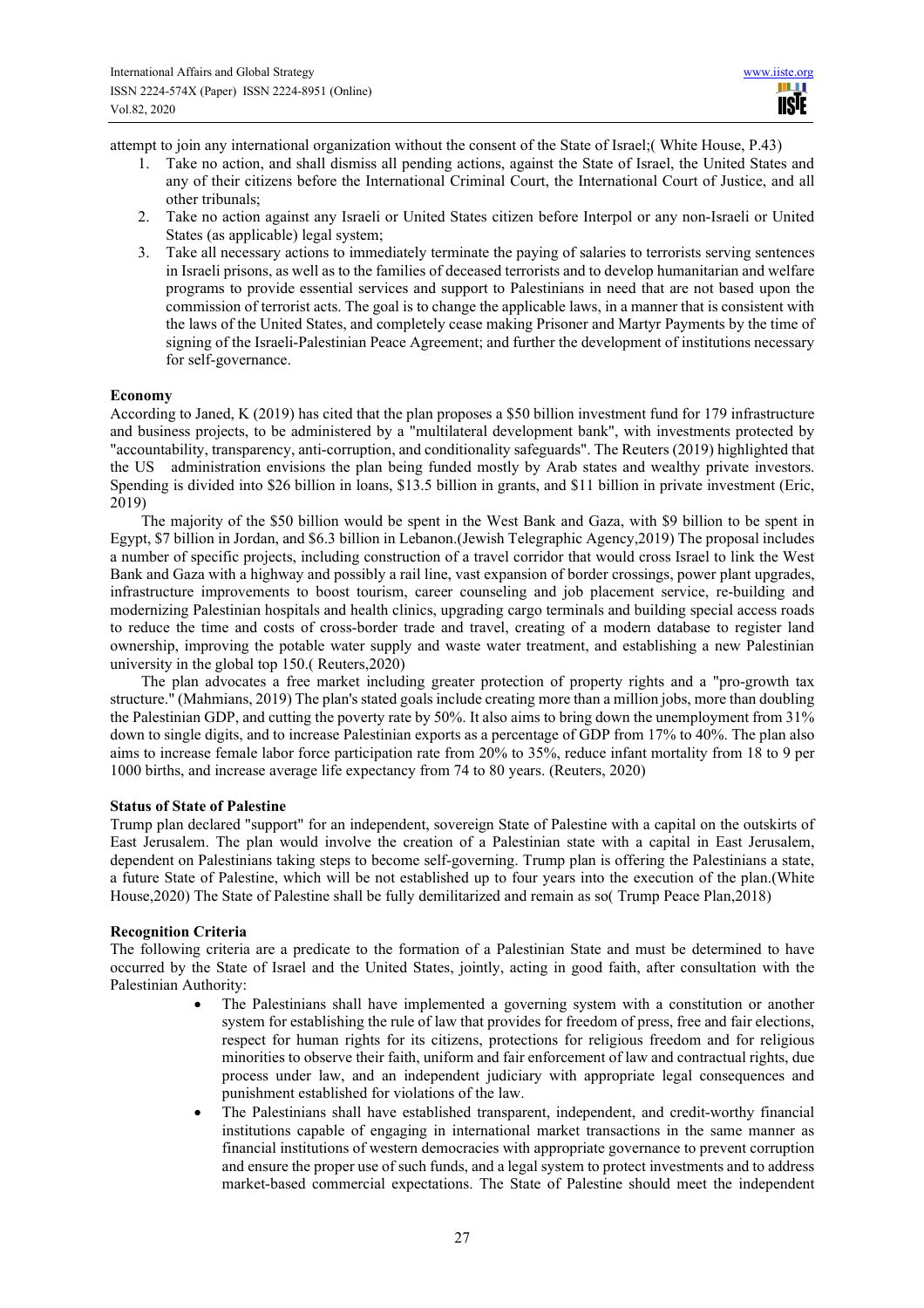attempt to join any international organization without the consent of the State of Israel;( White House, P.43)

1. Take no action, and shall dismiss all pending actions, against the State of Israel, the United States and any of their citizens before the International Criminal Court, the International Court of Justice, and all other tribunals;
2. Take no action against any Israeli or United States citizen before Interpol or any non-Israeli or United States (as applicable) legal system;
3. Take all necessary actions to immediately terminate the paying of salaries to terrorists serving sentences in Israeli prisons, as well as to the families of deceased terrorists and to develop humanitarian and welfare programs to provide essential services and support to Palestinians in need that are not based upon the commission of terrorist acts. The goal is to change the applicable laws, in a manner that is consistent with the laws of the United States, and completely cease making Prisoner and Martyr Payments by the time of signing of the Israeli-Palestinian Peace Agreement; and further the development of institutions necessary for self-governance.

**Economy**

According to Janed, K (2019) has cited that the plan proposes a $50 billion investment fund for 179 infrastructure and business projects, to be administered by a "multilateral development bank", with investments protected by "accountability, transparency, anti-corruption, and conditionality safeguards". The Reuters (2019) highlighted that the US administration envisions the plan being funded mostly by Arab states and wealthy private investors. Spending is divided into $26 billion in loans, $13.5 billion in grants, and $11 billion in private investment (Eric, 2019)

The majority of the $50 billion would be spent in the West Bank and Gaza, with $9 billion to be spent in Egypt, $7 billion in Jordan, and $6.3 billion in Lebanon.(Jewish Telegraphic Agency,2019) The proposal includes a number of specific projects, including construction of a travel corridor that would cross Israel to link the West Bank and Gaza with a highway and possibly a rail line, vast expansion of border crossings, power plant upgrades, infrastructure improvements to boost tourism, career counseling and job placement service, re-building and modernizing Palestinian hospitals and health clinics, upgrading cargo terminals and building special access roads to reduce the time and costs of cross-border trade and travel, creating of a modern database to register land ownership, improving the potable water supply and waste water treatment, and establishing a new Palestinian university in the global top 150.( Reuters,2020)

The plan advocates a free market including greater protection of property rights and a "pro-growth tax structure." (Mahmians, 2019) The plan's stated goals include creating more than a million jobs, more than doubling the Palestinian GDP, and cutting the poverty rate by 50%. It also aims to bring down the unemployment from 31% down to single digits, and to increase Palestinian exports as a percentage of GDP from 17% to 40%. The plan also aims to increase female labor force participation rate from 20% to 35%, reduce infant mortality from 18 to 9 per 1000 births, and increase average life expectancy from 74 to 80 years. (Reuters, 2020)

**Status of State of Palestine**

Trump plan declared "support" for an independent, sovereign State of Palestine with a capital on the outskirts of East Jerusalem. The plan would involve the creation of a Palestinian state with a capital in East Jerusalem, dependent on Palestinians taking steps to become self-governing. Trump plan is offering the Palestinians a state, a future State of Palestine, which will be not established up to four years into the execution of the plan.(White House,2020) The State of Palestine shall be fully demilitarized and remain as so( Trump Peace Plan,2018)

**Recognition Criteria**

The following criteria are a predicate to the formation of a Palestinian State and must be determined to have occurred by the State of Israel and the United States, jointly, acting in good faith, after consultation with the Palestinian Authority:

- The Palestinians shall have implemented a governing system with a constitution or another system for establishing the rule of law that provides for freedom of press, free and fair elections, respect for human rights for its citizens, protections for religious freedom and for religious minorities to observe their faith, uniform and fair enforcement of law and contractual rights, due process under law, and an independent judiciary with appropriate legal consequences and punishment established for violations of the law.
- The Palestinians shall have established transparent, independent, and credit-worthy financial institutions capable of engaging in international market transactions in the same manner as financial institutions of western democracies with appropriate governance to prevent corruption and ensure the proper use of such funds, and a legal system to protect investments and to address market-based commercial expectations. The State of Palestine should meet the independent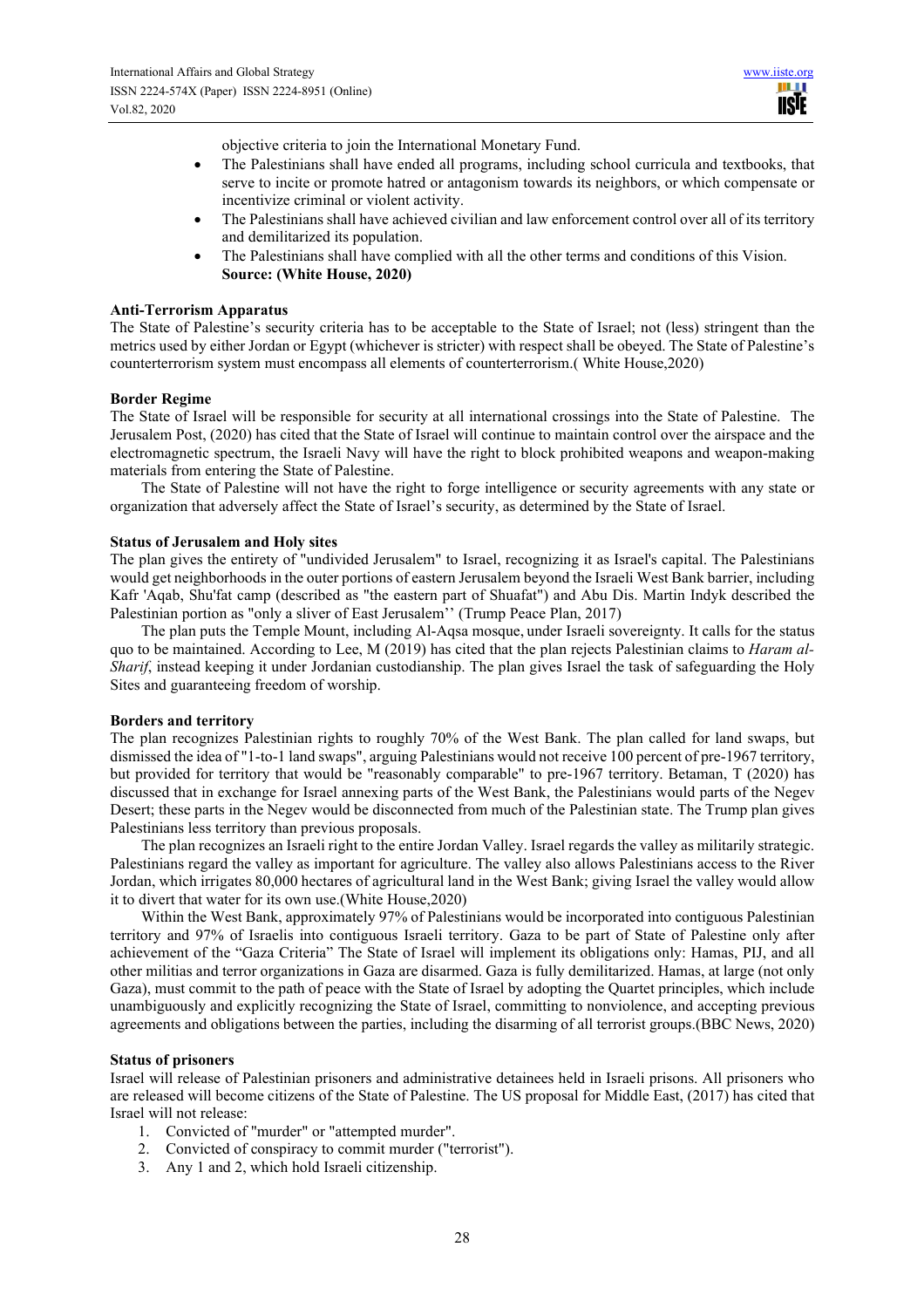objective criteria to join the International Monetary Fund.

- The Palestinians shall have ended all programs, including school curricula and textbooks, that serve to incite or promote hatred or antagonism towards its neighbors, or which compensate or incentivize criminal or violent activity.
- The Palestinians shall have achieved civilian and law enforcement control over all of its territory and demilitarized its population.
- The Palestinians shall have complied with all the other terms and conditions of this Vision.
  **Source: (White House, 2020)**

**Anti-Terrorism Apparatus**

The State of Palestine's security criteria has to be acceptable to the State of Israel; not (less) stringent than the metrics used by either Jordan or Egypt (whichever is stricter) with respect shall be obeyed. The State of Palestine's counterterrorism system must encompass all elements of counterterrorism.( White House,2020)

**Border Regime**

The State of Israel will be responsible for security at all international crossings into the State of Palestine. The Jerusalem Post, (2020) has cited that the State of Israel will continue to maintain control over the airspace and the electromagnetic spectrum, the Israeli Navy will have the right to block prohibited weapons and weapon-making materials from entering the State of Palestine.

The State of Palestine will not have the right to forge intelligence or security agreements with any state or organization that adversely affect the State of Israel's security, as determined by the State of Israel.

**Status of Jerusalem and Holy sites**

The plan gives the entirety of "undivided Jerusalem" to Israel, recognizing it as Israel's capital. The Palestinians would get neighborhoods in the outer portions of eastern Jerusalem beyond the Israeli West Bank barrier, including Kafr 'Aqab, Shu'fat camp (described as "the eastern part of Shuafat") and Abu Dis. Martin Indyk described the Palestinian portion as "only a sliver of East Jerusalem'' (Trump Peace Plan, 2017)

The plan puts the Temple Mount, including Al-Aqsa mosque, under Israeli sovereignty. It calls for the status quo to be maintained. According to Lee, M (2019) has cited that the plan rejects Palestinian claims to *Haram al-Sharif*, instead keeping it under Jordanian custodianship. The plan gives Israel the task of safeguarding the Holy Sites and guaranteeing freedom of worship.

**Borders and territory**

The plan recognizes Palestinian rights to roughly 70% of the West Bank. The plan called for land swaps, but dismissed the idea of "1-to-1 land swaps", arguing Palestinians would not receive 100 percent of pre-1967 territory, but provided for territory that would be "reasonably comparable" to pre-1967 territory. Betaman, T (2020) has discussed that in exchange for Israel annexing parts of the West Bank, the Palestinians would parts of the Negev Desert; these parts in the Negev would be disconnected from much of the Palestinian state. The Trump plan gives Palestinians less territory than previous proposals.

The plan recognizes an Israeli right to the entire Jordan Valley. Israel regards the valley as militarily strategic. Palestinians regard the valley as important for agriculture. The valley also allows Palestinians access to the River Jordan, which irrigates 80,000 hectares of agricultural land in the West Bank; giving Israel the valley would allow it to divert that water for its own use.(White House,2020)

Within the West Bank, approximately 97% of Palestinians would be incorporated into contiguous Palestinian territory and 97% of Israelis into contiguous Israeli territory. Gaza to be part of State of Palestine only after achievement of the "Gaza Criteria" The State of Israel will implement its obligations only: Hamas, PIJ, and all other militias and terror organizations in Gaza are disarmed. Gaza is fully demilitarized. Hamas, at large (not only Gaza), must commit to the path of peace with the State of Israel by adopting the Quartet principles, which include unambiguously and explicitly recognizing the State of Israel, committing to nonviolence, and accepting previous agreements and obligations between the parties, including the disarming of all terrorist groups.(BBC News, 2020)

**Status of prisoners**

Israel will release of Palestinian prisoners and administrative detainees held in Israeli prisons. All prisoners who are released will become citizens of the State of Palestine. The US proposal for Middle East, (2017) has cited that Israel will not release:

1. Convicted of "murder" or "attempted murder".
2. Convicted of conspiracy to commit murder ("terrorist").
3. Any 1 and 2, which hold Israeli citizenship.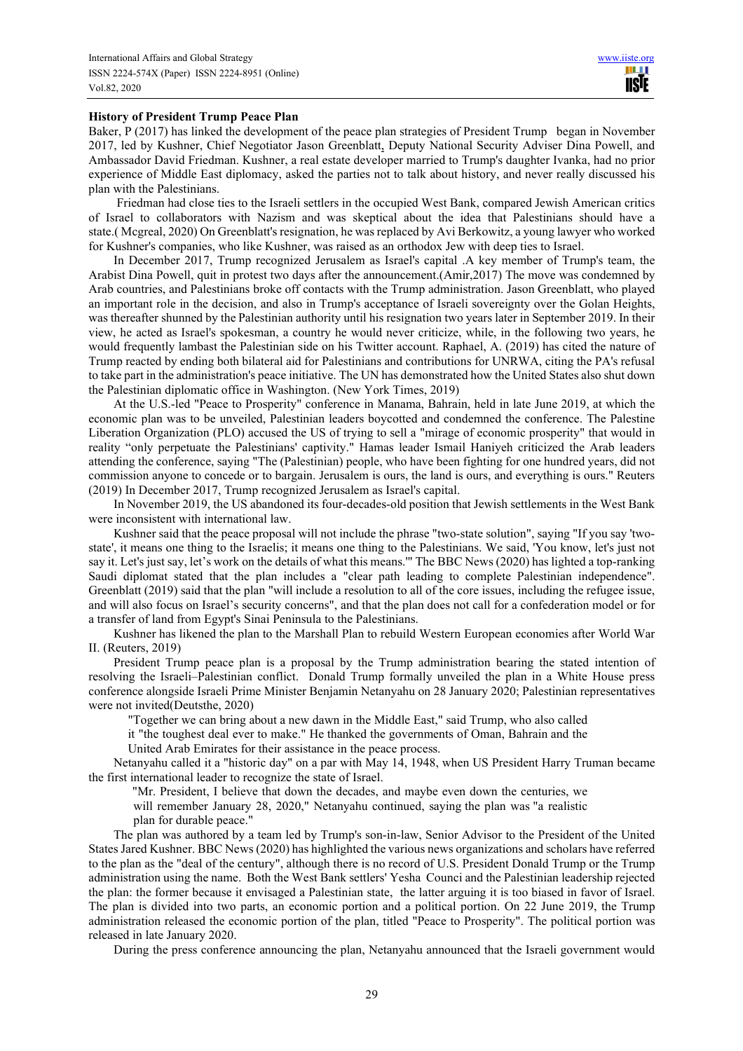**History of President Trump Peace Plan**

Baker, P (2017) has linked the development of the peace plan strategies of President Trump began in November 2017, led by Kushner, Chief Negotiator Jason Greenblatt, Deputy National Security Adviser Dina Powell, and Ambassador David Friedman. Kushner, a real estate developer married to Trump's daughter Ivanka, had no prior experience of Middle East diplomacy, asked the parties not to talk about history, and never really discussed his plan with the Palestinians.

Friedman had close ties to the Israeli settlers in the occupied West Bank, compared Jewish American critics of Israel to collaborators with Nazism and was skeptical about the idea that Palestinians should have a state.( Mcgreal, 2020) On Greenblatt's resignation, he was replaced by Avi Berkowitz, a young lawyer who worked for Kushner's companies, who like Kushner, was raised as an orthodox Jew with deep ties to Israel.

In December 2017, Trump recognized Jerusalem as Israel's capital .A key member of Trump's team, the Arabist Dina Powell, quit in protest two days after the announcement.(Amir,2017) The move was condemned by Arab countries, and Palestinians broke off contacts with the Trump administration. Jason Greenblatt, who played an important role in the decision, and also in Trump's acceptance of Israeli sovereignty over the Golan Heights, was thereafter shunned by the Palestinian authority until his resignation two years later in September 2019. In their view, he acted as Israel's spokesman, a country he would never criticize, while, in the following two years, he would frequently lambast the Palestinian side on his Twitter account. Raphael, A. (2019) has cited the nature of Trump reacted by ending both bilateral aid for Palestinians and contributions for UNRWA, citing the PA's refusal to take part in the administration's peace initiative. The UN has demonstrated how the United States also shut down the Palestinian diplomatic office in Washington. (New York Times, 2019)

At the U.S.-led "Peace to Prosperity" conference in Manama, Bahrain, held in late June 2019, at which the economic plan was to be unveiled, Palestinian leaders boycotted and condemned the conference. The Palestine Liberation Organization (PLO) accused the US of trying to sell a "mirage of economic prosperity" that would in reality "only perpetuate the Palestinians' captivity." Hamas leader Ismail Haniyeh criticized the Arab leaders attending the conference, saying "The (Palestinian) people, who have been fighting for one hundred years, did not commission anyone to concede or to bargain. Jerusalem is ours, the land is ours, and everything is ours." Reuters (2019) In December 2017, Trump recognized Jerusalem as Israel's capital.

In November 2019, the US abandoned its four-decades-old position that Jewish settlements in the West Bank were inconsistent with international law.

Kushner said that the peace proposal will not include the phrase "two-state solution", saying "If you say 'two-state', it means one thing to the Israelis; it means one thing to the Palestinians. We said, 'You know, let's just not say it. Let's just say, let's work on the details of what this means.'" The BBC News (2020) has lighted a top-ranking Saudi diplomat stated that the plan includes a "clear path leading to complete Palestinian independence". Greenblatt (2019) said that the plan "will include a resolution to all of the core issues, including the refugee issue, and will also focus on Israel's security concerns", and that the plan does not call for a confederation model or for a transfer of land from Egypt's Sinai Peninsula to the Palestinians.

Kushner has likened the plan to the Marshall Plan to rebuild Western European economies after World War II. (Reuters, 2019)

President Trump peace plan is a proposal by the Trump administration bearing the stated intention of resolving the Israeli–Palestinian conflict. Donald Trump formally unveiled the plan in a White House press conference alongside Israeli Prime Minister Benjamin Netanyahu on 28 January 2020; Palestinian representatives were not invited(Deutsthe, 2020)

> "Together we can bring about a new dawn in the Middle East," said Trump, who also called it a "the toughest deal ever to make." He thanked the governments of Oman, Bahrain and the United Arab Emirates for their assistance in the peace process.

Netanyahu called it a "historic day" on a par with May 14, 1948, when US President Harry Truman became the first international leader to recognize the state of Israel.

> "Mr. President, I believe that down the decades, and maybe even down the centuries, we will remember January 28, 2020," Netanyahu continued, saying the plan was "a realistic plan for durable peace."

The plan was authored by a team led by Trump's son-in-law, Senior Advisor to the President of the United States Jared Kushner. BBC News (2020) has highlighted the various news organizations and scholars have referred to the plan as the "deal of the century", although there is no record of U.S. President Donald Trump or the Trump administration using the name. Both the West Bank settlers' Yesha Counci and the Palestinian leadership rejected the plan: the former because it envisaged a Palestinian state, the latter arguing it is too biased in favor of Israel. The plan is divided into two parts, an economic portion and a political portion. On 22 June 2019, the Trump administration released the economic portion of the plan, titled "Peace to Prosperity". The political portion was released in late January 2020.

During the press conference announcing the plan, Netanyahu announced that the Israeli government would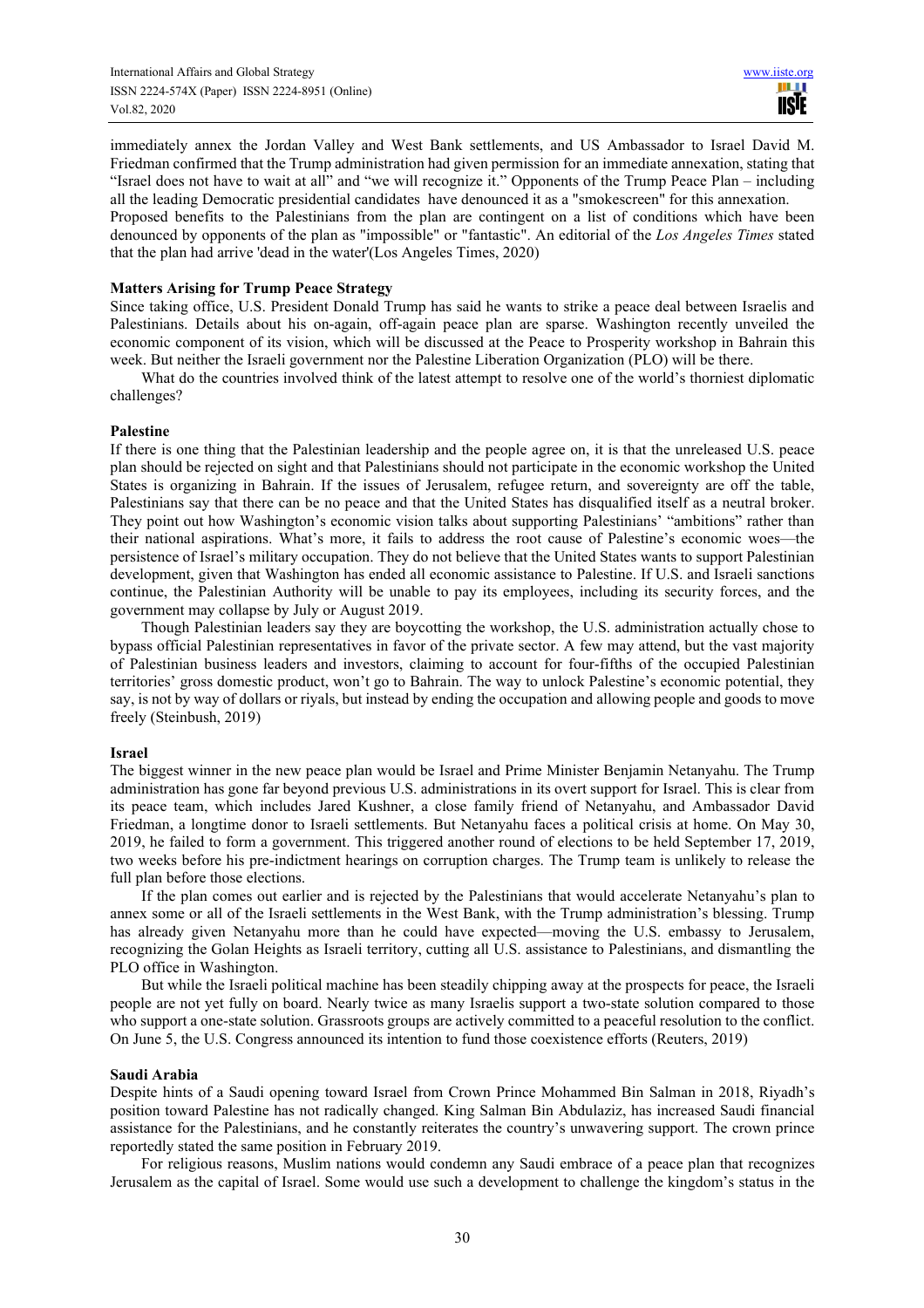immediately annex the Jordan Valley and West Bank settlements, and US Ambassador to Israel David M. Friedman confirmed that the Trump administration had given permission for an immediate annexation, stating that "Israel does not have to wait at all" and "we will recognize it." Opponents of the Trump Peace Plan – including all the leading Democratic presidential candidates have denounced it as a "smokescreen" for this annexation.

Proposed benefits to the Palestinians from the plan are contingent on a list of conditions which have been denounced by opponents of the plan as "impossible" or "fantastic". An editorial of the *Los Angeles Times* stated that the plan had arrive 'dead in the water'(Los Angeles Times, 2020)

**Matters Arising for Trump Peace Strategy**

Since taking office, U.S. President Donald Trump has said he wants to strike a peace deal between Israelis and Palestinians. Details about his on-again, off-again peace plan are sparse. Washington recently unveiled the economic component of its vision, which will be discussed at the Peace to Prosperity workshop in Bahrain this week. But neither the Israeli government nor the Palestine Liberation Organization (PLO) will be there.

What do the countries involved think of the latest attempt to resolve one of the world's thorniest diplomatic challenges?

**Palestine**

If there is one thing that the Palestinian leadership and the people agree on, it is that the unreleased U.S. peace plan should be rejected on sight and that Palestinians should not participate in the economic workshop the United States is organizing in Bahrain. If the issues of Jerusalem, refugee return, and sovereignty are off the table, Palestinians say that there can be no peace and that the United States has disqualified itself as a neutral broker. They point out how Washington's economic vision talks about supporting Palestinians' "ambitions" rather than their national aspirations. What's more, it fails to address the root cause of Palestine's economic woes—the persistence of Israel's military occupation. They do not believe that the United States wants to support Palestinian development, given that Washington has ended all economic assistance to Palestine. If U.S. and Israeli sanctions continue, the Palestinian Authority will be unable to pay its employees, including its security forces, and the government may collapse by July or August 2019.

Though Palestinian leaders say they are boycotting the workshop, the U.S. administration actually chose to bypass official Palestinian representatives in favor of the private sector. A few may attend, but the vast majority of Palestinian business leaders and investors, claiming to account for four-fifths of the occupied Palestinian territories' gross domestic product, won't go to Bahrain. The way to unlock Palestine's economic potential, they say, is not by way of dollars or riyals, but instead by ending the occupation and allowing people and goods to move freely (Steinbush, 2019)

**Israel**

The biggest winner in the new peace plan would be Israel and Prime Minister Benjamin Netanyahu. The Trump administration has gone far beyond previous U.S. administrations in its overt support for Israel. This is clear from its peace team, which includes Jared Kushner, a close family friend of Netanyahu, and Ambassador David Friedman, a longtime donor to Israeli settlements. But Netanyahu faces a political crisis at home. On May 30, 2019, he failed to form a government. This triggered another round of elections to be held September 17, 2019, two weeks before his pre-indictment hearings on corruption charges. The Trump team is unlikely to release the full plan before those elections.

If the plan comes out earlier and is rejected by the Palestinians that would accelerate Netanyahu's plan to annex some or all of the Israeli settlements in the West Bank, with the Trump administration's blessing. Trump has already given Netanyahu more than he could have expected—moving the U.S. embassy to Jerusalem, recognizing the Golan Heights as Israeli territory, cutting all U.S. assistance to Palestinians, and dismantling the PLO office in Washington.

But while the Israeli political machine has been steadily chipping away at the prospects for peace, the Israeli people are not yet fully on board. Nearly twice as many Israelis support a two-state solution compared to those who support a one-state solution. Grassroots groups are actively committed to a peaceful resolution to the conflict. On June 5, the U.S. Congress announced its intention to fund those coexistence efforts (Reuters, 2019)

**Saudi Arabia**

Despite hints of a Saudi opening toward Israel from Crown Prince Mohammed Bin Salman in 2018, Riyadh's position toward Palestine has not radically changed. King Salman Bin Abdulaziz, has increased Saudi financial assistance for the Palestinians, and he constantly reiterates the country's unwavering support. The crown prince reportedly stated the same position in February 2019.

For religious reasons, Muslim nations would condemn any Saudi embrace of a peace plan that recognizes Jerusalem as the capital of Israel. Some would use such a development to challenge the kingdom's status in the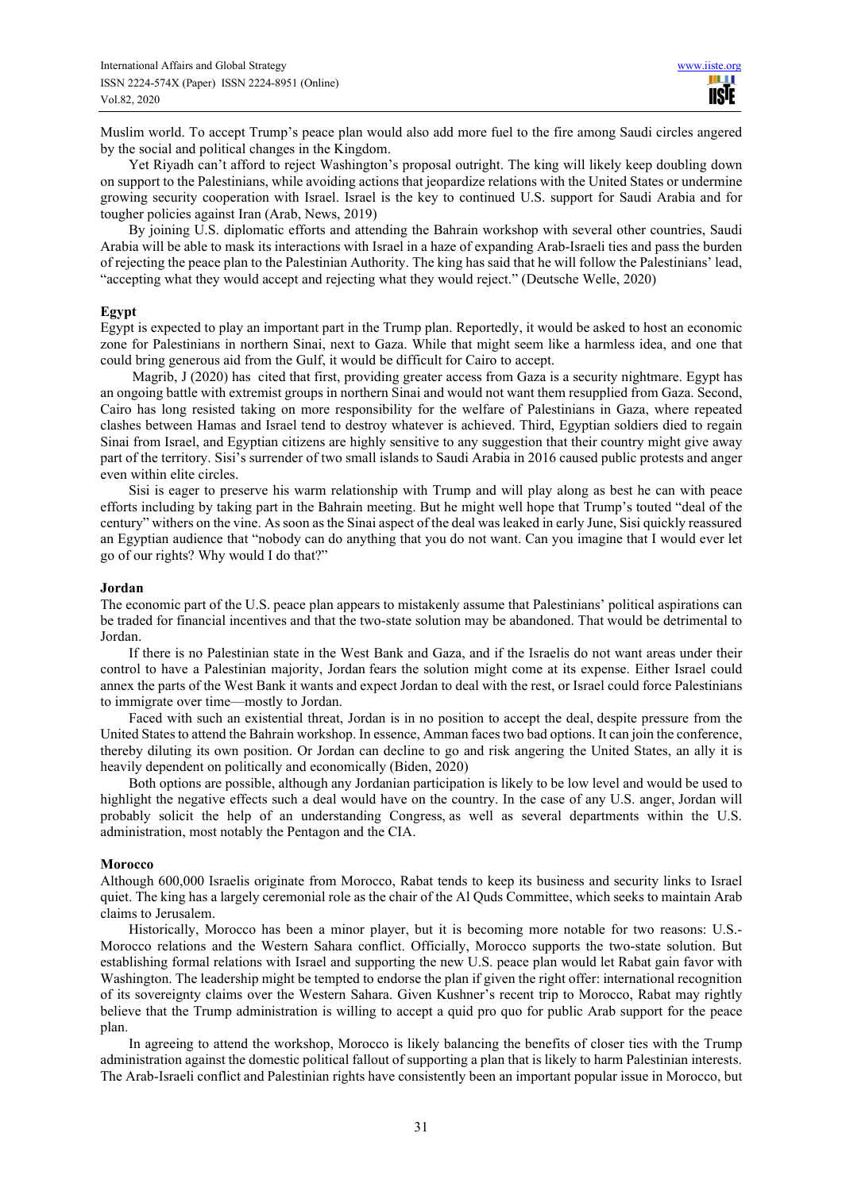Muslim world. To accept Trump's peace plan would also add more fuel to the fire among Saudi circles angered by the social and political changes in the Kingdom.

Yet Riyadh can't afford to reject Washington's proposal outright. The king will likely keep doubling down on support to the Palestinians, while avoiding actions that jeopardize relations with the United States or undermine growing security cooperation with Israel. Israel is the key to continued U.S. support for Saudi Arabia and for tougher policies against Iran (Arab, News, 2019)

By joining U.S. diplomatic efforts and attending the Bahrain workshop with several other countries, Saudi Arabia will be able to mask its interactions with Israel in a haze of expanding Arab-Israeli ties and pass the burden of rejecting the peace plan to the Palestinian Authority. The king has said that he will follow the Palestinians' lead, "accepting what they would accept and rejecting what they would reject." (Deutsche Welle, 2020)

**Egypt**

Egypt is expected to play an important part in the Trump plan. Reportedly, it would be asked to host an economic zone for Palestinians in northern Sinai, next to Gaza. While that might seem like a harmless idea, and one that could bring generous aid from the Gulf, it would be difficult for Cairo to accept.

Magrib, J (2020) has cited that first, providing greater access from Gaza is a security nightmare. Egypt has an ongoing battle with extremist groups in northern Sinai and would not want them resupplied from Gaza. Second, Cairo has long resisted taking on more responsibility for the welfare of Palestinians in Gaza, where repeated clashes between Hamas and Israel tend to destroy whatever is achieved. Third, Egyptian soldiers died to regain Sinai from Israel, and Egyptian citizens are highly sensitive to any suggestion that their country might give away part of the territory. Sisi's surrender of two small islands to Saudi Arabia in 2016 caused public protests and anger even within elite circles.

Sisi is eager to preserve his warm relationship with Trump and will play along as best he can with peace efforts including by taking part in the Bahrain meeting. But he might well hope that Trump's touted "deal of the century" withers on the vine. As soon as the Sinai aspect of the deal was leaked in early June, Sisi quickly reassured an Egyptian audience that "nobody can do anything that you do not want. Can you imagine that I would ever let go of our rights? Why would I do that?"

**Jordan**

The economic part of the U.S. peace plan appears to mistakenly assume that Palestinians' political aspirations can be traded for financial incentives and that the two-state solution may be abandoned. That would be detrimental to Jordan.

If there is no Palestinian state in the West Bank and Gaza, and if the Israelis do not want areas under their control to have a Palestinian majority, Jordan fears the solution might come at its expense. Either Israel could annex the parts of the West Bank it wants and expect Jordan to deal with the rest, or Israel could force Palestinians to immigrate over time—mostly to Jordan.

Faced with such an existential threat, Jordan is in no position to accept the deal, despite pressure from the United States to attend the Bahrain workshop. In essence, Amman faces two bad options. It can join the conference, thereby diluting its own position. Or Jordan can decline to go and risk angering the United States, an ally it is heavily dependent on politically and economically (Biden, 2020)

Both options are possible, although any Jordanian participation is likely to be low level and would be used to highlight the negative effects such a deal would have on the country. In the case of any U.S. anger, Jordan will probably solicit the help of an understanding Congress, as well as several departments within the U.S. administration, most notably the Pentagon and the CIA.

**Morocco**

Although 600,000 Israelis originate from Morocco, Rabat tends to keep its business and security links to Israel quiet. The king has a largely ceremonial role as the chair of the Al Quds Committee, which seeks to maintain Arab claims to Jerusalem.

Historically, Morocco has been a minor player, but it is becoming more notable for two reasons: U.S.-Morocco relations and the Western Sahara conflict. Officially, Morocco supports the two-state solution. But establishing formal relations with Israel and supporting the new U.S. peace plan would let Rabat gain favor with Washington. The leadership might be tempted to endorse the plan if given the right offer: international recognition of its sovereignty claims over the Western Sahara. Given Kushner's recent trip to Morocco, Rabat may rightly believe that the Trump administration is willing to accept a quid pro quo for public Arab support for the peace plan.

In agreeing to attend the workshop, Morocco is likely balancing the benefits of closer ties with the Trump administration against the domestic political fallout of supporting a plan that is likely to harm Palestinian interests. The Arab-Israeli conflict and Palestinian rights have consistently been an important popular issue in Morocco, but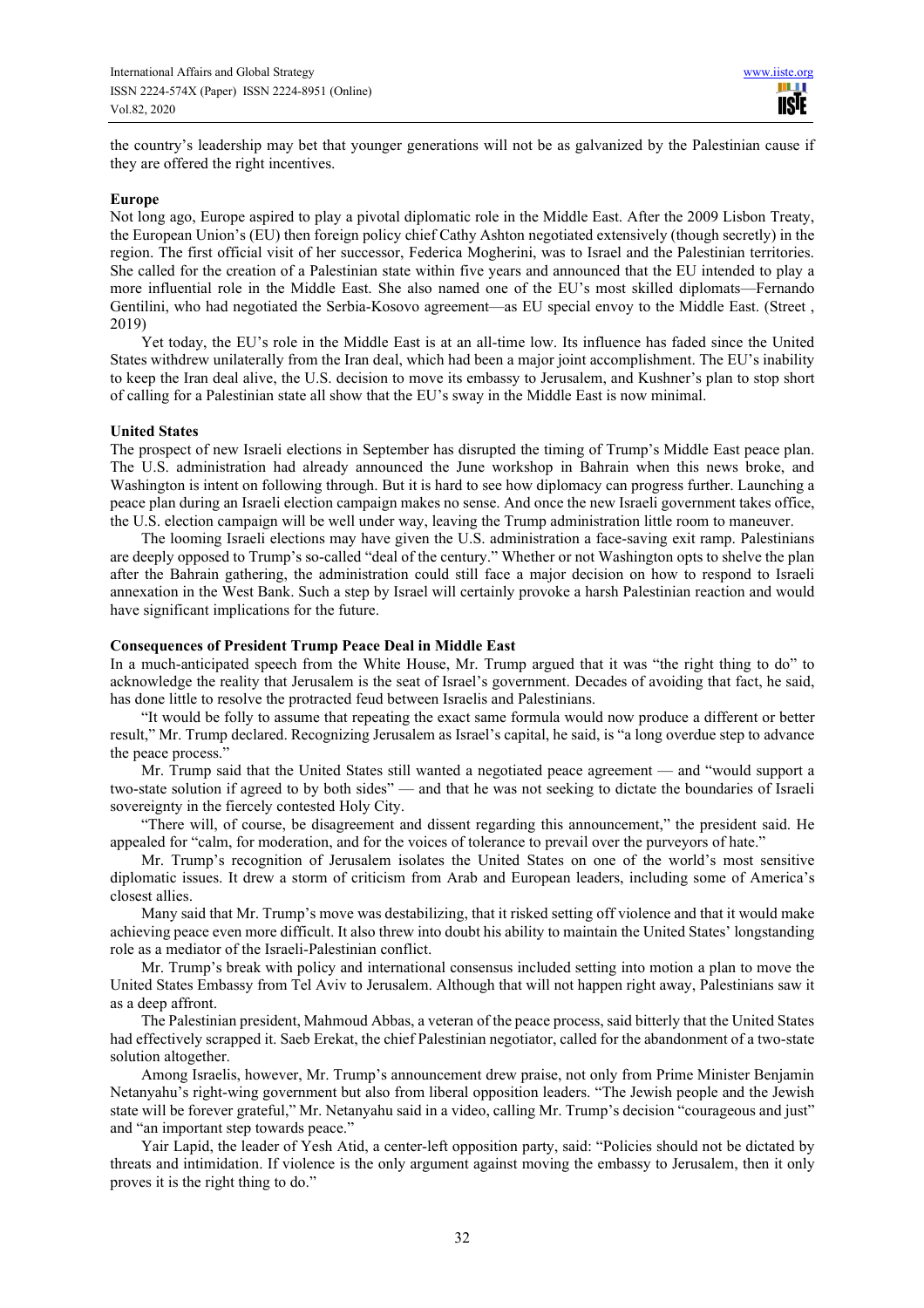the country's leadership may bet that younger generations will not be as galvanized by the Palestinian cause if they are offered the right incentives.

**Europe**

Not long ago, Europe aspired to play a pivotal diplomatic role in the Middle East. After the 2009 Lisbon Treaty, the European Union's (EU) then foreign policy chief Cathy Ashton negotiated extensively (though secretly) in the region. The first official visit of her successor, Federica Mogherini, was to Israel and the Palestinian territories. She called for the creation of a Palestinian state within five years and announced that the EU intended to play a more influential role in the Middle East. She also named one of the EU's most skilled diplomats—Fernando Gentilini, who had negotiated the Serbia-Kosovo agreement—as EU special envoy to the Middle East. (Street , 2019)

Yet today, the EU's role in the Middle East is at an all-time low. Its influence has faded since the United States withdrew unilaterally from the Iran deal, which had been a major joint accomplishment. The EU's inability to keep the Iran deal alive, the U.S. decision to move its embassy to Jerusalem, and Kushner's plan to stop short of calling for a Palestinian state all show that the EU's sway in the Middle East is now minimal.

**United States**

The prospect of new Israeli elections in September has disrupted the timing of Trump's Middle East peace plan. The U.S. administration had already announced the June workshop in Bahrain when this news broke, and Washington is intent on following through. But it is hard to see how diplomacy can progress further. Launching a peace plan during an Israeli election campaign makes no sense. And once the new Israeli government takes office, the U.S. election campaign will be well under way, leaving the Trump administration little room to maneuver.

The looming Israeli elections may have given the U.S. administration a face-saving exit ramp. Palestinians are deeply opposed to Trump's so-called "deal of the century." Whether or not Washington opts to shelve the plan after the Bahrain gathering, the administration could still face a major decision on how to respond to Israeli annexation in the West Bank. Such a step by Israel will certainly provoke a harsh Palestinian reaction and would have significant implications for the future.

**Consequences of President Trump Peace Deal in Middle East**

In a much-anticipated speech from the White House, Mr. Trump argued that it was "the right thing to do" to acknowledge the reality that Jerusalem is the seat of Israel's government. Decades of avoiding that fact, he said, has done little to resolve the protracted feud between Israelis and Palestinians.

"It would be folly to assume that repeating the exact same formula would now produce a different or better result," Mr. Trump declared. Recognizing Jerusalem as Israel's capital, he said, is "a long overdue step to advance the peace process."

Mr. Trump said that the United States still wanted a negotiated peace agreement — and "would support a two-state solution if agreed to by both sides" — and that he was not seeking to dictate the boundaries of Israeli sovereignty in the fiercely contested Holy City.

"There will, of course, be disagreement and dissent regarding this announcement," the president said. He appealed for "calm, for moderation, and for the voices of tolerance to prevail over the purveyors of hate."

Mr. Trump's recognition of Jerusalem isolates the United States on one of the world's most sensitive diplomatic issues. It drew a storm of criticism from Arab and European leaders, including some of America's closest allies.

Many said that Mr. Trump's move was destabilizing, that it risked setting off violence and that it would make achieving peace even more difficult. It also threw into doubt his ability to maintain the United States' longstanding role as a mediator of the Israeli-Palestinian conflict.

Mr. Trump's break with policy and international consensus included setting into motion a plan to move the United States Embassy from Tel Aviv to Jerusalem. Although that will not happen right away, Palestinians saw it as a deep affront.

The Palestinian president, Mahmoud Abbas, a veteran of the peace process, said bitterly that the United States had effectively scrapped it. Saeb Erekat, the chief Palestinian negotiator, called for the abandonment of a two-state solution altogether.

Among Israelis, however, Mr. Trump's announcement drew praise, not only from Prime Minister Benjamin Netanyahu's right-wing government but also from liberal opposition leaders. "The Jewish people and the Jewish state will be forever grateful," Mr. Netanyahu said in a video, calling Mr. Trump's decision "courageous and just" and "an important step towards peace."

Yair Lapid, the leader of Yesh Atid, a center-left opposition party, said: "Policies should not be dictated by threats and intimidation. If violence is the only argument against moving the embassy to Jerusalem, then it only proves it is the right thing to do."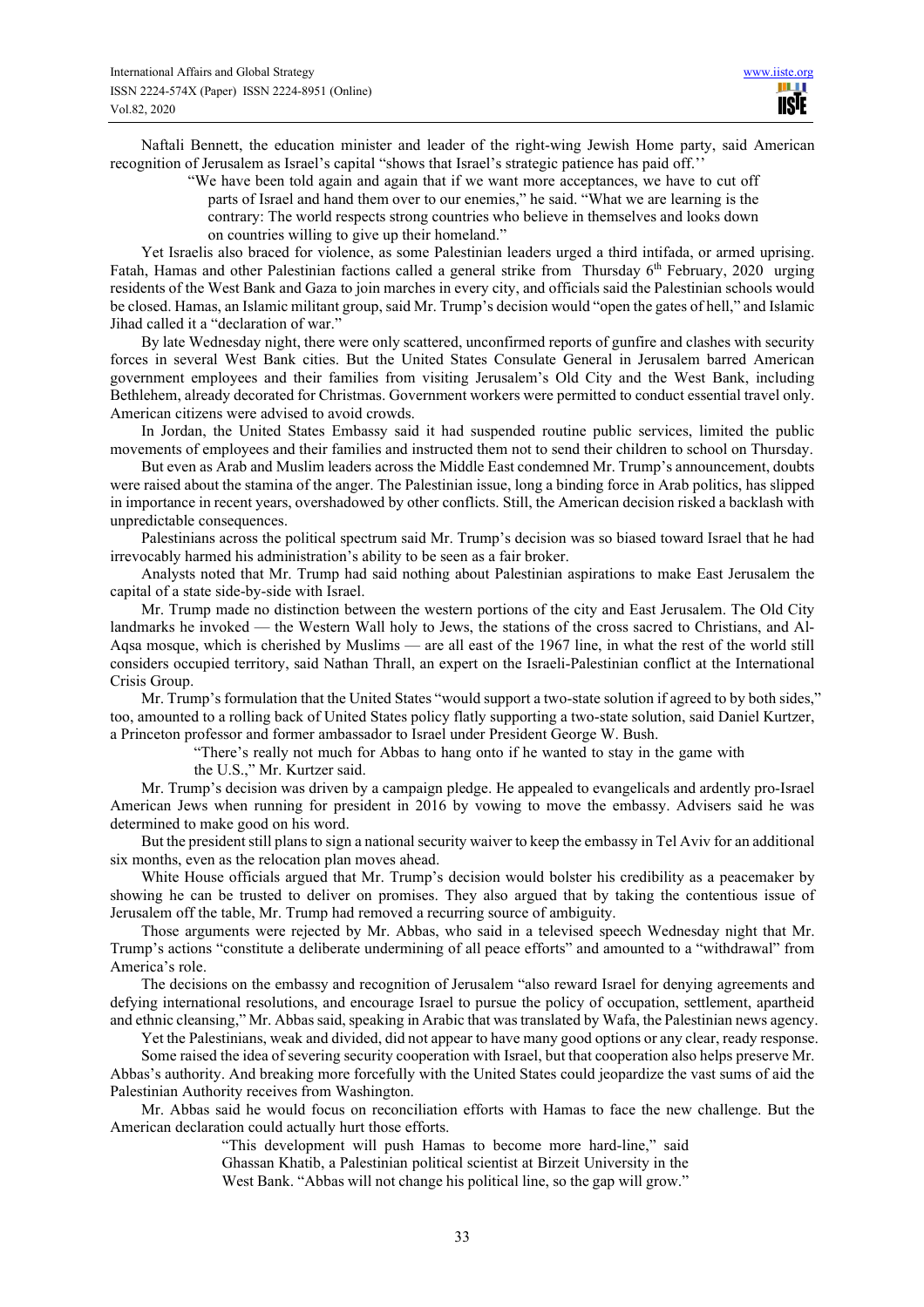Naftali Bennett, the education minister and leader of the right-wing Jewish Home party, said American recognition of Jerusalem as Israel's capital "shows that Israel's strategic patience has paid off.''

> "We have been told again and again that if we want more acceptances, we have to cut off parts of Israel and hand them over to our enemies," he said. "What we are learning is the contrary: The world respects strong countries who believe in themselves and looks down on countries willing to give up their homeland."

Yet Israelis also braced for violence, as some Palestinian leaders urged a third intifada, or armed uprising. Fatah, Hamas and other Palestinian factions called a general strike from Thursday 6th February, 2020 urging residents of the West Bank and Gaza to join marches in every city, and officials said the Palestinian schools would be closed. Hamas, an Islamic militant group, said Mr. Trump's decision would "open the gates of hell," and Islamic Jihad called it a "declaration of war."

By late Wednesday night, there were only scattered, unconfirmed reports of gunfire and clashes with security forces in several West Bank cities. But the United States Consulate General in Jerusalem barred American government employees and their families from visiting Jerusalem's Old City and the West Bank, including Bethlehem, already decorated for Christmas. Government workers were permitted to conduct essential travel only. American citizens were advised to avoid crowds.

In Jordan, the United States Embassy said it had suspended routine public services, limited the public movements of employees and their families and instructed them not to send their children to school on Thursday.

But even as Arab and Muslim leaders across the Middle East condemned Mr. Trump's announcement, doubts were raised about the stamina of the anger. The Palestinian issue, long a binding force in Arab politics, has slipped in importance in recent years, overshadowed by other conflicts. Still, the American decision risked a backlash with unpredictable consequences.

Palestinians across the political spectrum said Mr. Trump's decision was so biased toward Israel that he had irrevocably harmed his administration's ability to be seen as a fair broker.

Analysts noted that Mr. Trump had said nothing about Palestinian aspirations to make East Jerusalem the capital of a state side-by-side with Israel.

Mr. Trump made no distinction between the western portions of the city and East Jerusalem. The Old City landmarks he invoked — the Western Wall holy to Jews, the stations of the cross sacred to Christians, and Al-Aqsa mosque, which is cherished by Muslims — are all east of the 1967 line, in what the rest of the world still considers occupied territory, said Nathan Thrall, an expert on the Israeli-Palestinian conflict at the International Crisis Group.

Mr. Trump's formulation that the United States "would support a two-state solution if agreed to by both sides," too, amounted to a rolling back of United States policy flatly supporting a two-state solution, said Daniel Kurtzer, a Princeton professor and former ambassador to Israel under President George W. Bush.

> "There's really not much for Abbas to hang onto if he wanted to stay in the game with the U.S.," Mr. Kurtzer said.

Mr. Trump's decision was driven by a campaign pledge. He appealed to evangelicals and ardently pro-Israel American Jews when running for president in 2016 by vowing to move the embassy. Advisers said he was determined to make good on his word.

But the president still plans to sign a national security waiver to keep the embassy in Tel Aviv for an additional six months, even as the relocation plan moves ahead.

White House officials argued that Mr. Trump's decision would bolster his credibility as a peacemaker by showing he can be trusted to deliver on promises. They also argued that by taking the contentious issue of Jerusalem off the table, Mr. Trump had removed a recurring source of ambiguity.

Those arguments were rejected by Mr. Abbas, who said in a televised speech Wednesday night that Mr. Trump's actions "constitute a deliberate undermining of all peace efforts" and amounted to a "withdrawal" from America's role.

The decisions on the embassy and recognition of Jerusalem "also reward Israel for denying agreements and defying international resolutions, and encourage Israel to pursue the policy of occupation, settlement, apartheid and ethnic cleansing," Mr. Abbas said, speaking in Arabic that was translated by Wafa, the Palestinian news agency.

Yet the Palestinians, weak and divided, did not appear to have many good options or any clear, ready response.

Some raised the idea of severing security cooperation with Israel, but that cooperation also helps preserve Mr. Abbas's authority. And breaking more forcefully with the United States could jeopardize the vast sums of aid the Palestinian Authority receives from Washington.

Mr. Abbas said he would focus on reconciliation efforts with Hamas to face the new challenge. But the American declaration could actually hurt those efforts.

> "This development will push Hamas to become more hard-line," said Ghassan Khatib, a Palestinian political scientist at Birzeit University in the West Bank. "Abbas will not change his political line, so the gap will grow."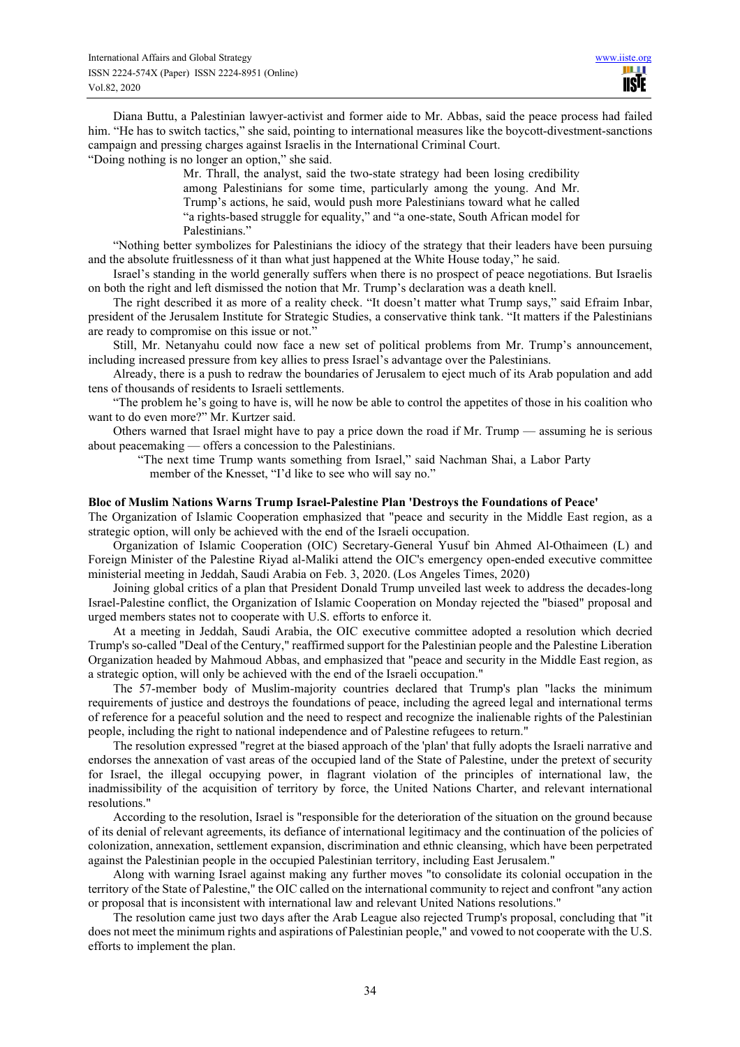Diana Buttu, a Palestinian lawyer-activist and former aide to Mr. Abbas, said the peace process had failed him. "He has to switch tactics," she said, pointing to international measures like the boycott-divestment-sanctions campaign and pressing charges against Israelis in the International Criminal Court.

"Doing nothing is no longer an option," she said.

> Mr. Thrall, the analyst, said the two-state strategy had been losing credibility among Palestinians for some time, particularly among the young. And Mr. Trump's actions, he said, would push more Palestinians toward what he called "a rights-based struggle for equality," and "a one-state, South African model for Palestinians."

"Nothing better symbolizes for Palestinians the idiocy of the strategy that their leaders have been pursuing and the absolute fruitlessness of it than what just happened at the White House today," he said.

Israel's standing in the world generally suffers when there is no prospect of peace negotiations. But Israelis on both the right and left dismissed the notion that Mr. Trump's declaration was a death knell.

The right described it as more of a reality check. "It doesn't matter what Trump says," said Efraim Inbar, president of the Jerusalem Institute for Strategic Studies, a conservative think tank. "It matters if the Palestinians are ready to compromise on this issue or not."

Still, Mr. Netanyahu could now face a new set of political problems from Mr. Trump's announcement, including increased pressure from key allies to press Israel's advantage over the Palestinians.

Already, there is a push to redraw the boundaries of Jerusalem to eject much of its Arab population and add tens of thousands of residents to Israeli settlements.

"The problem he's going to have is, will he now be able to control the appetites of those in his coalition who want to do even more?" Mr. Kurtzer said.

Others warned that Israel might have to pay a price down the road if Mr. Trump — assuming he is serious about peacemaking — offers a concession to the Palestinians.

> "The next time Trump wants something from Israel," said Nachman Shai, a Labor Party member of the Knesset, "I'd like to see who will say no."

**Bloc of Muslim Nations Warns Trump Israel-Palestine Plan 'Destroys the Foundations of Peace'**

The Organization of Islamic Cooperation emphasized that "peace and security in the Middle East region, as a strategic option, will only be achieved with the end of the Israeli occupation.

Organization of Islamic Cooperation (OIC) Secretary-General Yusuf bin Ahmed Al-Othaimeen (L) and Foreign Minister of the Palestine Riyad al-Maliki attend the OIC's emergency open-ended executive committee ministerial meeting in Jeddah, Saudi Arabia on Feb. 3, 2020. (Los Angeles Times, 2020)

Joining global critics of a plan that President Donald Trump unveiled last week to address the decades-long Israel-Palestine conflict, the Organization of Islamic Cooperation on Monday rejected the "biased" proposal and urged members states not to cooperate with U.S. efforts to enforce it.

At a meeting in Jeddah, Saudi Arabia, the OIC executive committee adopted a resolution which decried Trump's so-called "Deal of the Century," reaffirmed support for the Palestinian people and the Palestine Liberation Organization headed by Mahmoud Abbas, and emphasized that "peace and security in the Middle East region, as a strategic option, will only be achieved with the end of the Israeli occupation."

The 57-member body of Muslim-majority countries declared that Trump's plan "lacks the minimum requirements of justice and destroys the foundations of peace, including the agreed legal and international terms of reference for a peaceful solution and the need to respect and recognize the inalienable rights of the Palestinian people, including the right to national independence and of Palestine refugees to return."

The resolution expressed "regret at the biased approach of the 'plan' that fully adopts the Israeli narrative and endorses the annexation of vast areas of the occupied land of the State of Palestine, under the pretext of security for Israel, the illegal occupying power, in flagrant violation of the principles of international law, the inadmissibility of the acquisition of territory by force, the United Nations Charter, and relevant international resolutions."

According to the resolution, Israel is "responsible for the deterioration of the situation on the ground because of its denial of relevant agreements, its defiance of international legitimacy and the continuation of the policies of colonization, annexation, settlement expansion, discrimination and ethnic cleansing, which have been perpetrated against the Palestinian people in the occupied Palestinian territory, including East Jerusalem."

Along with warning Israel against making any further moves "to consolidate its colonial occupation in the territory of the State of Palestine," the OIC called on the international community to reject and confront "any action or proposal that is inconsistent with international law and relevant United Nations resolutions."

The resolution came just two days after the Arab League also rejected Trump's proposal, concluding that "it does not meet the minimum rights and aspirations of Palestinian people," and vowed to not cooperate with the U.S. efforts to implement the plan.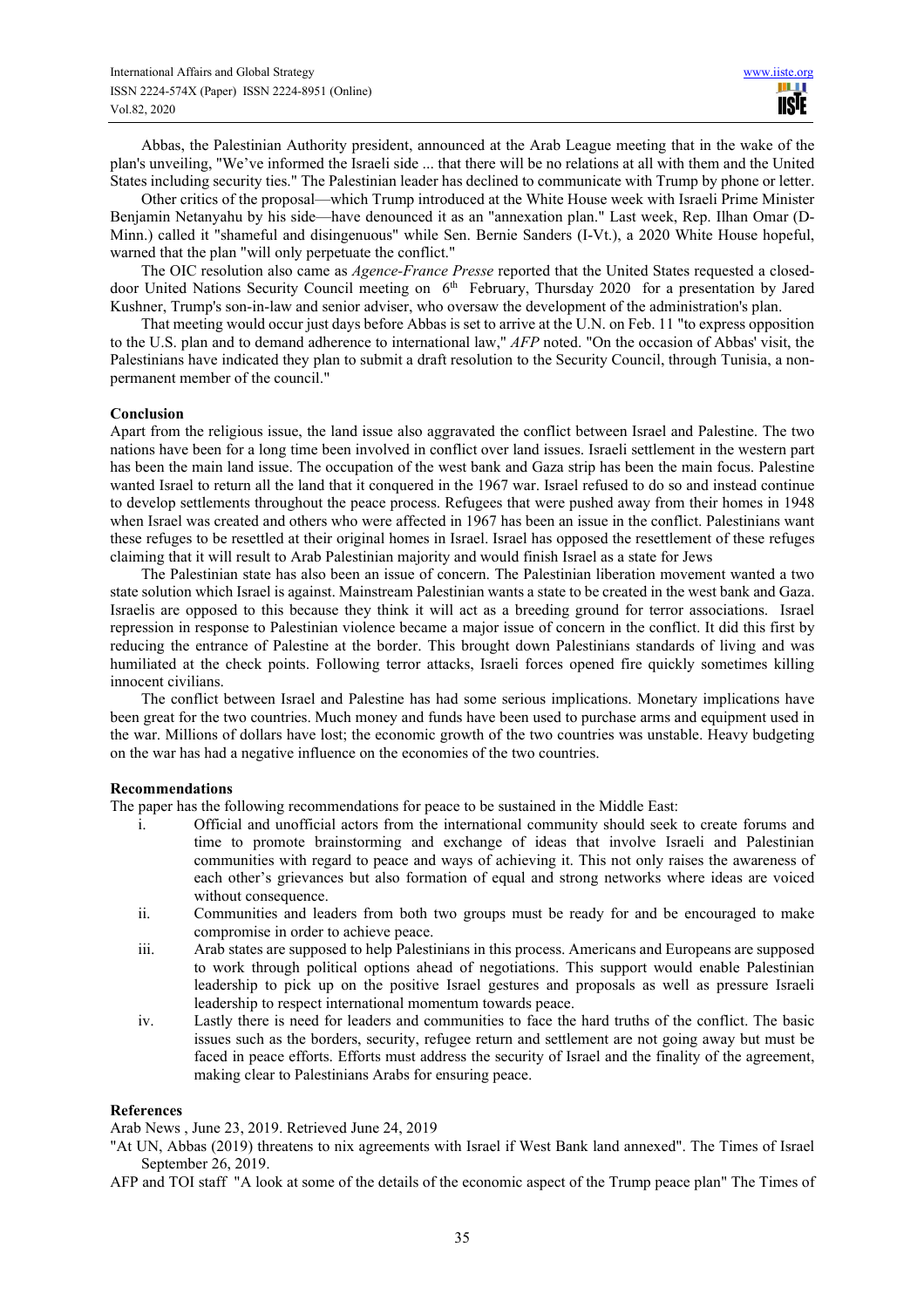Abbas, the Palestinian Authority president, announced at the Arab League meeting that in the wake of the plan's unveiling, "We've informed the Israeli side ... that there will be no relations at all with them and the United States including security ties." The Palestinian leader has declined to communicate with Trump by phone or letter.

Other critics of the proposal—which Trump introduced at the White House week with Israeli Prime Minister Benjamin Netanyahu by his side—have denounced it as an "annexation plan." Last week, Rep. Ilhan Omar (D-Minn.) called it "shameful and disingenuous" while Sen. Bernie Sanders (I-Vt.), a 2020 White House hopeful, warned that the plan "will only perpetuate the conflict."

The OIC resolution also came as *Agence-France Presse* reported that the United States requested a closed-door United Nations Security Council meeting on 6th February, Thursday 2020 for a presentation by Jared Kushner, Trump's son-in-law and senior adviser, who oversaw the development of the administration's plan.

That meeting would occur just days before Abbas is set to arrive at the U.N. on Feb. 11 "to express opposition to the U.S. plan and to demand adherence to international law," *AFP* noted. "On the occasion of Abbas' visit, the Palestinians have indicated they plan to submit a draft resolution to the Security Council, through Tunisia, a non-permanent member of the council."

## Conclusion

Apart from the religious issue, the land issue also aggravated the conflict between Israel and Palestine. The two nations have been for a long time been involved in conflict over land issues. Israeli settlement in the western part has been the main land issue. The occupation of the west bank and Gaza strip has been the main focus. Palestine wanted Israel to return all the land that it conquered in the 1967 war. Israel refused to do so and instead continue to develop settlements throughout the peace process. Refugees that were pushed away from their homes in 1948 when Israel was created and others who were affected in 1967 has been an issue in the conflict. Palestinians want these refuges to be resettled at their original homes in Israel. Israel has opposed the resettlement of these refuges claiming that it will result to Arab Palestinian majority and would finish Israel as a state for Jews

The Palestinian state has also been an issue of concern. The Palestinian liberation movement wanted a two state solution which Israel is against. Mainstream Palestinian wants a state to be created in the west bank and Gaza. Israelis are opposed to this because they think it will act as a breeding ground for terror associations. Israel repression in response to Palestinian violence became a major issue of concern in the conflict. It did this first by reducing the entrance of Palestine at the border. This brought down Palestinians standards of living and was humiliated at the check points. Following terror attacks, Israeli forces opened fire quickly sometimes killing innocent civilians.

The conflict between Israel and Palestine has had some serious implications. Monetary implications have been great for the two countries. Much money and funds have been used to purchase arms and equipment used in the war. Millions of dollars have lost; the economic growth of the two countries was unstable. Heavy budgeting on the war has had a negative influence on the economies of the two countries.

## Recommendations

The paper has the following recommendations for peace to be sustained in the Middle East:

i. Official and unofficial actors from the international community should seek to create forums and time to promote brainstorming and exchange of ideas that involve Israeli and Palestinian communities with regard to peace and ways of achieving it. This not only raises the awareness of each other's grievances but also formation of equal and strong networks where ideas are voiced without consequence.

ii. Communities and leaders from both two groups must be ready for and be encouraged to make compromise in order to achieve peace.

iii. Arab states are supposed to help Palestinians in this process. Americans and Europeans are supposed to work through political options ahead of negotiations. This support would enable Palestinian leadership to pick up on the positive Israel gestures and proposals as well as pressure Israeli leadership to respect international momentum towards peace.

iv. Lastly there is need for leaders and communities to face the hard truths of the conflict. The basic issues such as the borders, security, refugee return and settlement are not going away but must be faced in peace efforts. Efforts must address the security of Israel and the finality of the agreement, making clear to Palestinians Arabs for ensuring peace.

## References

Arab News , June 23, 2019. Retrieved June 24, 2019

"At UN, Abbas (2019) threatens to nix agreements with Israel if West Bank land annexed". The Times of Israel September 26, 2019.

AFP and TOI staff "A look at some of the details of the economic aspect of the Trump peace plan" The Times of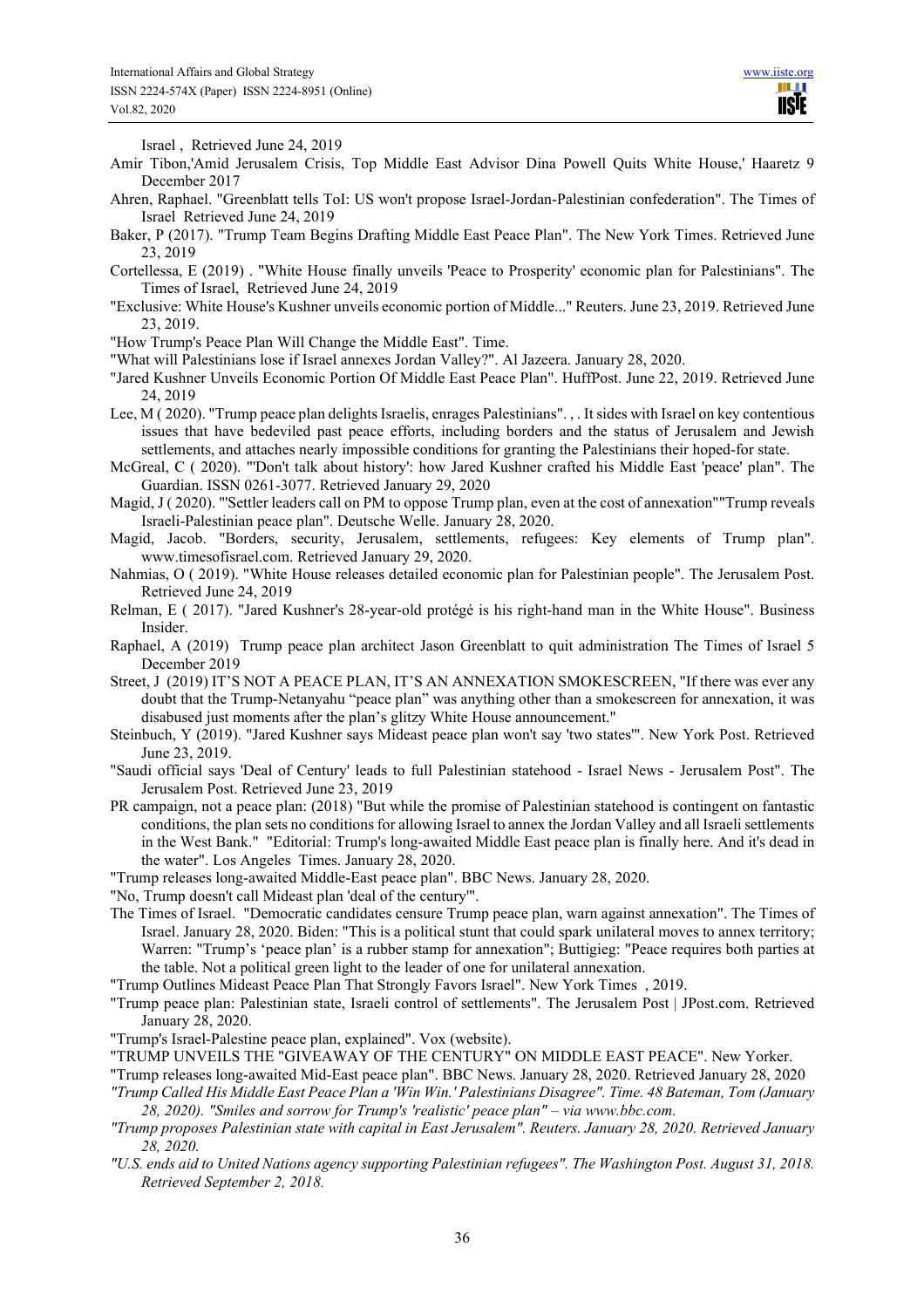Israel , Retrieved June 24, 2019

Amir Tibon,'Amid Jerusalem Crisis, Top Middle East Advisor Dina Powell Quits White House,' Haaretz 9 December 2017

Ahren, Raphael. "Greenblatt tells ToI: US won't propose Israel-Jordan-Palestinian confederation". The Times of Israel Retrieved June 24, 2019

Baker, P (2017). "Trump Team Begins Drafting Middle East Peace Plan". The New York Times. Retrieved June 23, 2019

Cortellessa, E (2019) . "White House finally unveils 'Peace to Prosperity' economic plan for Palestinians". The Times of Israel, Retrieved June 24, 2019

"Exclusive: White House's Kushner unveils economic portion of Middle..." Reuters. June 23, 2019. Retrieved June 23, 2019.

"How Trump's Peace Plan Will Change the Middle East". Time.

"What will Palestinians lose if Israel annexes Jordan Valley?". Al Jazeera. January 28, 2020.

"Jared Kushner Unveils Economic Portion Of Middle East Peace Plan". HuffPost. June 22, 2019. Retrieved June 24, 2019

Lee, M ( 2020). "Trump peace plan delights Israelis, enrages Palestinians". , . It sides with Israel on key contentious issues that have bedeviled past peace efforts, including borders and the status of Jerusalem and Jewish settlements, and attaches nearly impossible conditions for granting the Palestinians their hoped-for state.

McGreal, C ( 2020). "'Don't talk about history': how Jared Kushner crafted his Middle East 'peace' plan". The Guardian. ISSN 0261-3077. Retrieved January 29, 2020

Magid, J ( 2020). "'Settler leaders call on PM to oppose Trump plan, even at the cost of annexation''"Trump reveals Israeli-Palestinian peace plan". Deutsche Welle. January 28, 2020.

Magid, Jacob. "Borders, security, Jerusalem, settlements, refugees: Key elements of Trump plan". www.timesofisrael.com. Retrieved January 29, 2020.

Nahmias, O ( 2019). "White House releases detailed economic plan for Palestinian people". The Jerusalem Post. Retrieved June 24, 2019

Relman, E ( 2017). "Jared Kushner's 28-year-old protégé is his right-hand man in the White House". Business Insider.

Raphael, A (2019) Trump peace plan architect Jason Greenblatt to quit administration The Times of Israel 5 December 2019

Street, J (2019) IT'S NOT A PEACE PLAN, IT'S AN ANNEXATION SMOKESCREEN, "If there was ever any doubt that the Trump-Netanyahu "peace plan" was anything other than a smokescreen for annexation, it was disabused just moments after the plan's glitzy White House announcement."

Steinbuch, Y (2019). "Jared Kushner says Mideast peace plan won't say 'two states'". New York Post. Retrieved June 23, 2019.

"Saudi official says 'Deal of Century' leads to full Palestinian statehood - Israel News - Jerusalem Post". The Jerusalem Post. Retrieved June 23, 2019

PR campaign, not a peace plan: (2018) "But while the promise of Palestinian statehood is contingent on fantastic conditions, the plan sets no conditions for allowing Israel to annex the Jordan Valley and all Israeli settlements in the West Bank." "Editorial: Trump's long-awaited Middle East peace plan is finally here. And it's dead in the water". Los Angeles Times. January 28, 2020.

"Trump releases long-awaited Middle-East peace plan". BBC News. January 28, 2020.

"No, Trump doesn't call Mideast plan 'deal of the century'".

The Times of Israel. "Democratic candidates censure Trump peace plan, warn against annexation". The Times of Israel. January 28, 2020. Biden: "This is a political stunt that could spark unilateral moves to annex territory; Warren: "Trump's 'peace plan' is a rubber stamp for annexation"; Buttigieg: "Peace requires both parties at the table. Not a political green light to the leader of one for unilateral annexation.

"Trump Outlines Mideast Peace Plan That Strongly Favors Israel". New York Times , 2019.

"Trump peace plan: Palestinian state, Israeli control of settlements". The Jerusalem Post | JPost.com. Retrieved January 28, 2020.

"Trump's Israel-Palestine peace plan, explained". Vox (website).

"TRUMP UNVEILS THE "GIVEAWAY OF THE CENTURY" ON MIDDLE EAST PEACE". New Yorker.

"Trump releases long-awaited Mid-East peace plan". BBC News. January 28, 2020. Retrieved January 28, 2020

*"Trump Called His Middle East Peace Plan a 'Win Win.' Palestinians Disagree". Time. 48 Bateman, Tom (January 28, 2020). "Smiles and sorrow for Trump's 'realistic' peace plan" – via www.bbc.com.*

*"Trump proposes Palestinian state with capital in East Jerusalem". Reuters. January 28, 2020. Retrieved January 28, 2020.*

*"U.S. ends aid to United Nations agency supporting Palestinian refugees". The Washington Post. August 31, 2018. Retrieved September 2, 2018.*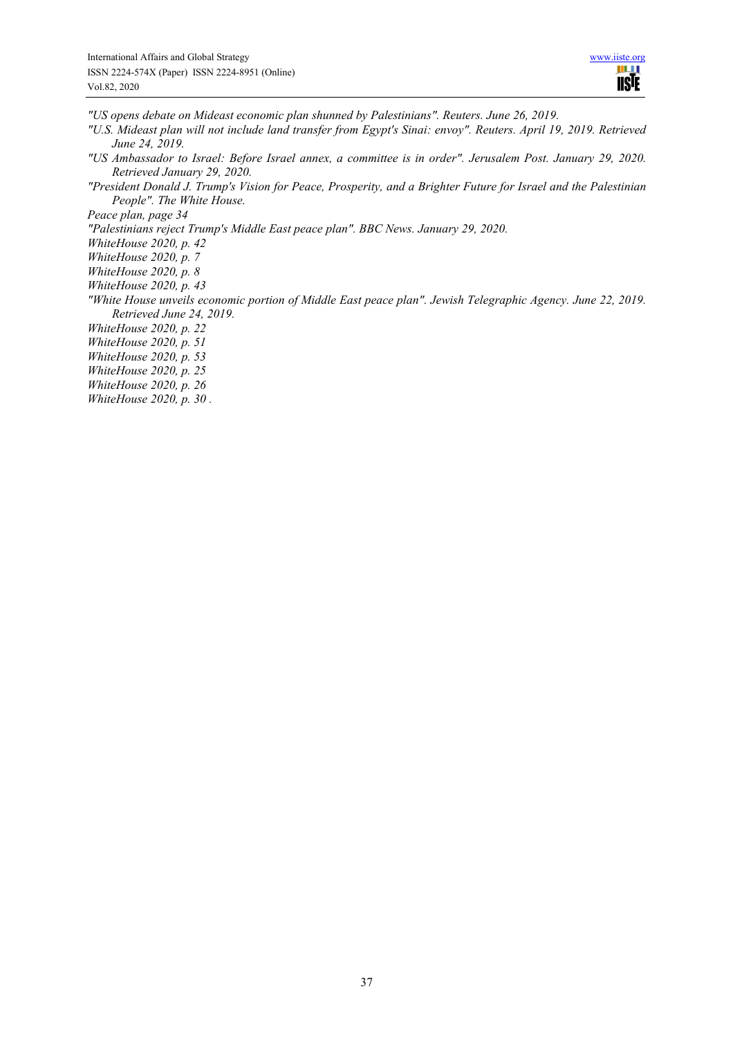*"US opens debate on Mideast economic plan shunned by Palestinians". Reuters. June 26, 2019.*

*"U.S. Mideast plan will not include land transfer from Egypt's Sinai: envoy". Reuters. April 19, 2019. Retrieved June 24, 2019.*

*"US Ambassador to Israel: Before Israel annex, a committee is in order". Jerusalem Post. January 29, 2020. Retrieved January 29, 2020.*

*"President Donald J. Trump's Vision for Peace, Prosperity, and a Brighter Future for Israel and the Palestinian People". The White House.*

*Peace plan, page 34*

*"Palestinians reject Trump's Middle East peace plan". BBC News. January 29, 2020.*

*WhiteHouse 2020, p. 42*

*WhiteHouse 2020, p. 7*

*WhiteHouse 2020, p. 8*

*WhiteHouse 2020, p. 43*

*"White House unveils economic portion of Middle East peace plan". Jewish Telegraphic Agency. June 22, 2019. Retrieved June 24, 2019.*

*WhiteHouse 2020, p. 22*

*WhiteHouse 2020, p. 51*

*WhiteHouse 2020, p. 53*

*WhiteHouse 2020, p. 25*

*WhiteHouse 2020, p. 26*

*WhiteHouse 2020, p. 30 .*